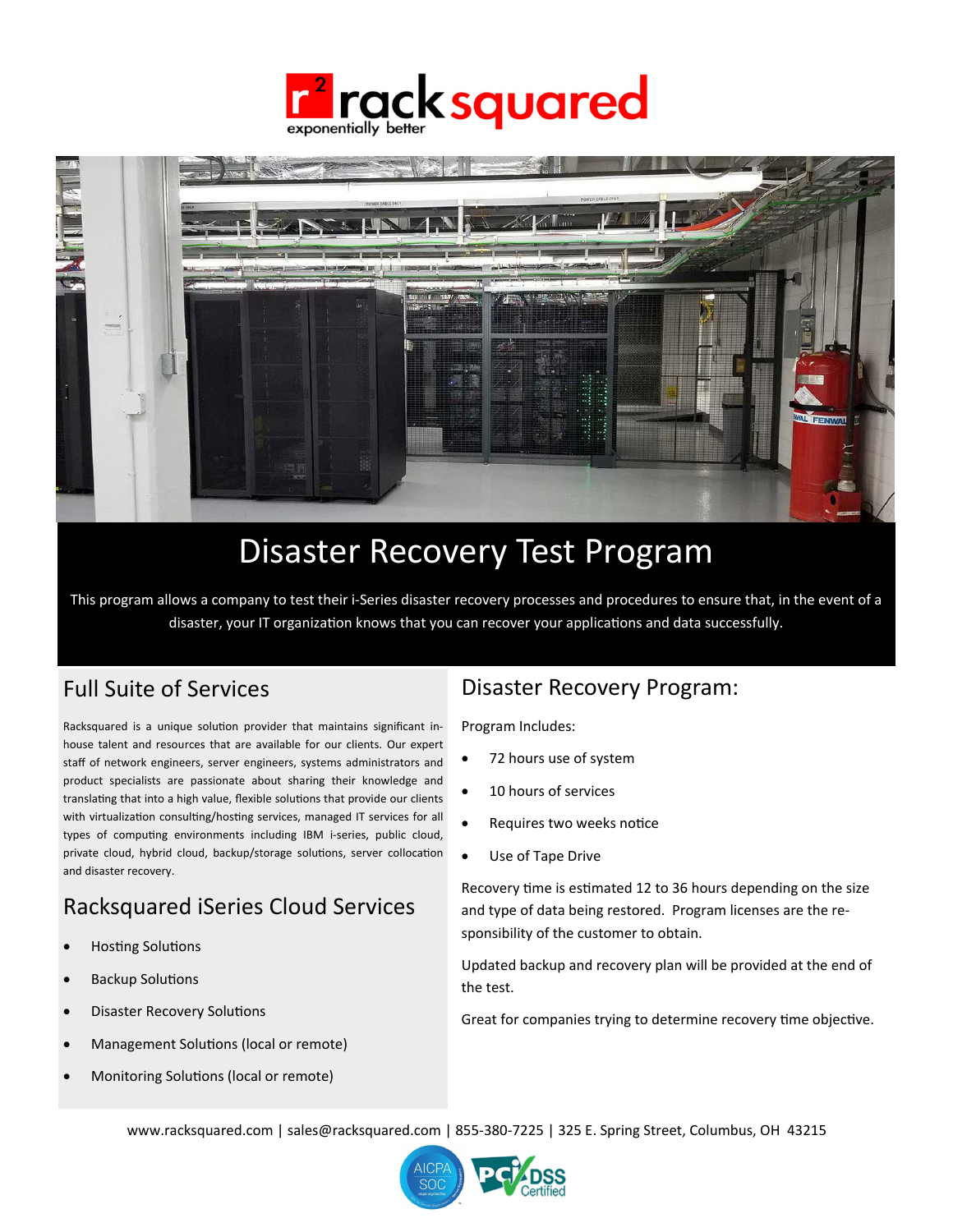# racksquared

exponentially better

# Disaster Recovery Test Program

This program allows a company to test their i-Series disaster recovery processes and procedures to ensure that, in the event of a disaster, your IT organization knows that you can recover your applications and data successfully.

## Full Suite of Services

Racksquared is a unique solution provider that maintains significant in-house talent and resources that are available for our clients. Our expert staff of network engineers, server engineers, systems administrators and product specialists are passionate about sharing their knowledge and translating that into a high value, flexible solutions that provide our clients with virtualization consulting/hosting services, managed IT services for all types of computing environments including IBM i-series, public cloud, private cloud, hybrid cloud, backup/storage solutions, server collocation and disaster recovery.

## Racksquared iSeries Cloud Services

- Hosting Solutions
- Backup Solutions
- Disaster Recovery Solutions
- Management Solutions (local or remote)
- Monitoring Solutions (local or remote)

## Disaster Recovery Program:

Program Includes:

- 72 hours use of system
- 10 hours of services
- Requires two weeks notice
- Use of Tape Drive

Recovery time is estimated 12 to 36 hours depending on the size and type of data being restored. Program licenses are the responsibility of the customer to obtain.

Updated backup and recovery plan will be provided at the end of the test.

Great for companies trying to determine recovery time objective.

www.racksquared.com | sales@racksquared.com | 855-380-7225 | 325 E. Spring Street, Columbus, OH 43215

AICPA SOC | PCI DSS Certified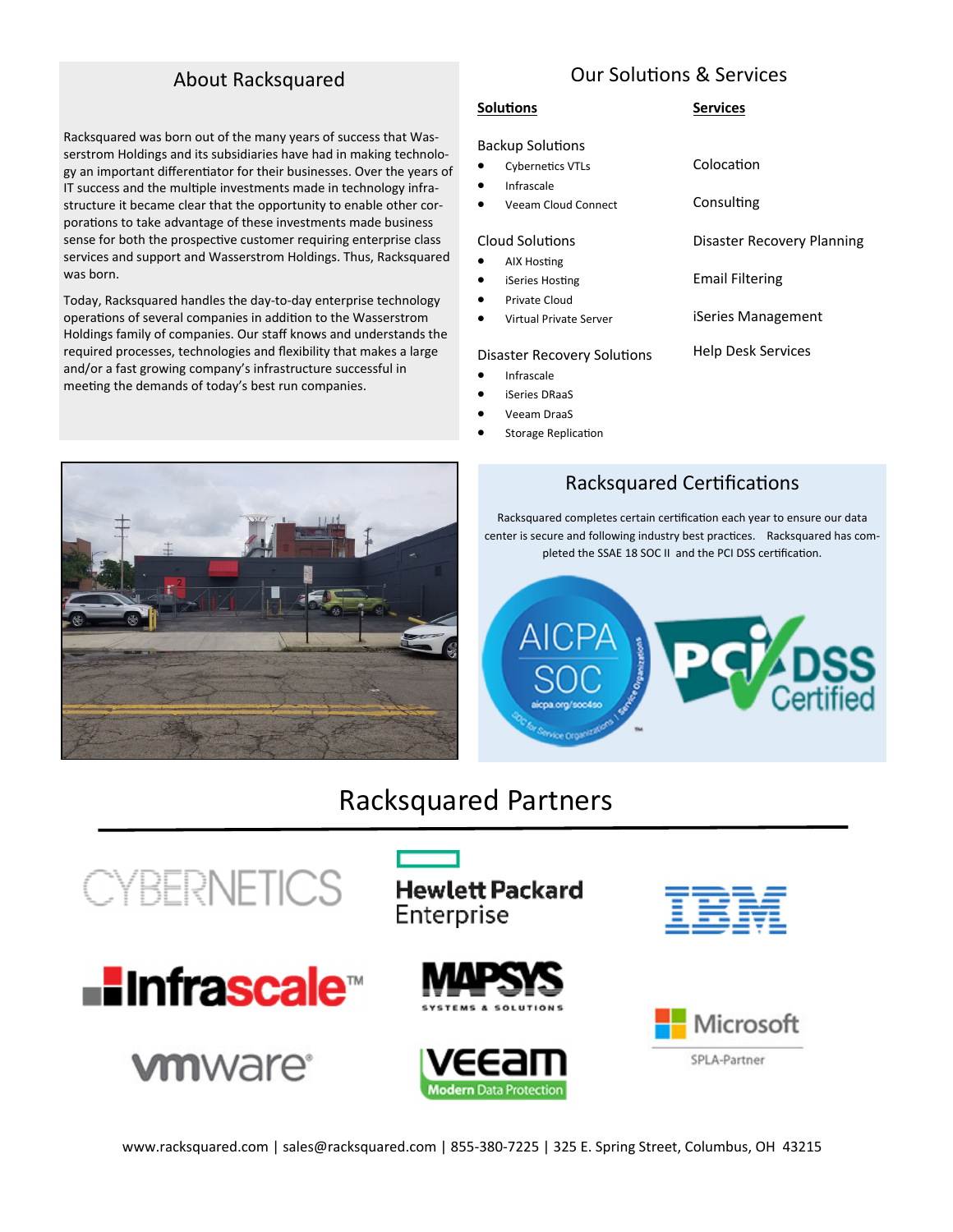## About Racksquared

Racksquared was born out of the many years of success that Wasserstrom Holdings and its subsidiaries have had in making technology an important differentiator for their businesses. Over the years of IT success and the multiple investments made in technology infrastructure it became clear that the opportunity to enable other corporations to take advantage of these investments made business sense for both the prospective customer requiring enterprise class services and support and Wasserstrom Holdings. Thus, Racksquared was born.

Today, Racksquared handles the day-to-day enterprise technology operations of several companies in addition to the Wasserstrom Holdings family of companies. Our staff knows and understands the required processes, technologies and flexibility that makes a large and/or a fast growing company's infrastructure successful in meeting the demands of today's best run companies.

## Our Solutions & Services

**Solutions**

Backup Solutions

- Cybernetics VTLs
- Infrascale
- Veeam Cloud Connect

Cloud Solutions

- AIX Hosting
- iSeries Hosting
- Private Cloud
- Virtual Private Server

Disaster Recovery Solutions

- Infrascale
- iSeries DRaaS
- Veeam DraaS
- Storage Replication

**Services**

Colocation

Consulting

Disaster Recovery Planning

Email Filtering

iSeries Management

Help Desk Services

## Racksquared Certifications

Racksquared completes certain certification each year to ensure our data center is secure and following industry best practices. Racksquared has completed the SSAE 18 SOC II and the PCI DSS certification.

AICPA SOC

PCI DSS Certified

## Racksquared Partners

Cybernetics

Hewlett Packard Enterprise

IBM

Infrascale

MAPSYS Systems & Solutions

Microsoft SPLA-Partner

vmware

Veeam Modern Data Protection

www.racksquared.com | sales@racksquared.com | 855-380-7225 | 325 E. Spring Street, Columbus, OH 43215